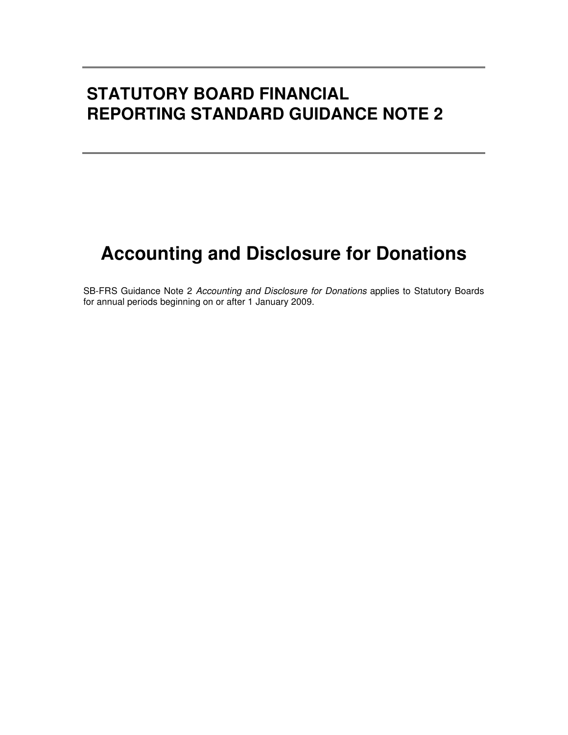# STATUTORY BOARD FINANCIAL REPORTING STANDARD GUIDANCE NOTE 2

# Accounting and Disclosure for Donations

SB-FRS Guidance Note 2 *Accounting and Disclosure for Donations* applies to Statutory Boards for annual periods beginning on or after 1 January 2009.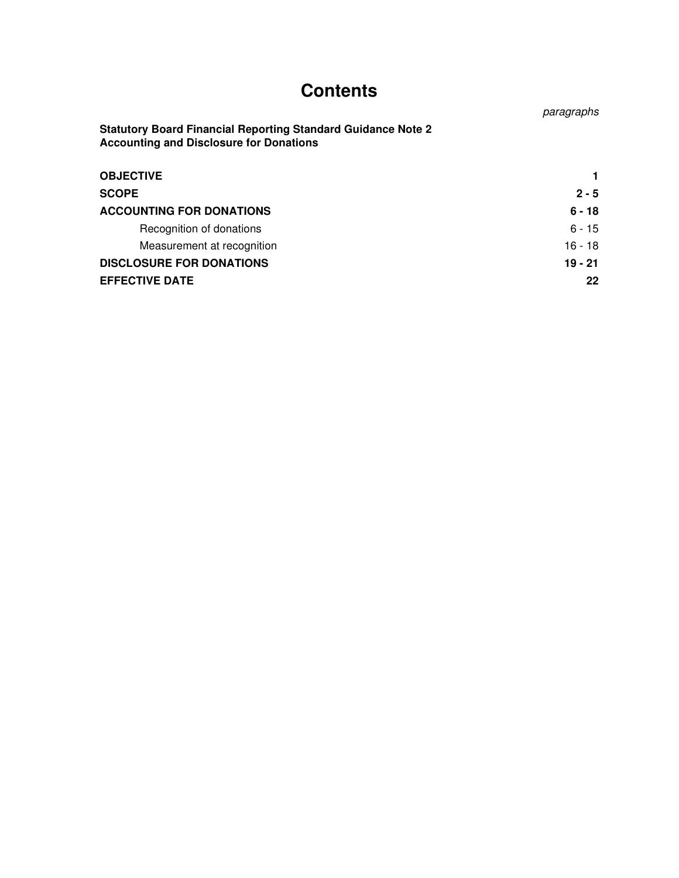# Contents

| | *paragraphs* |
|---|---|
| **Statutory Board Financial Reporting Standard Guidance Note 2** **Accounting and Disclosure for Donations** | |
| **OBJECTIVE** | **1** |
| **SCOPE** | **2 - 5** |
| **ACCOUNTING FOR DONATIONS** | **6 - 18** |
| Recognition of donations | 6 - 15 |
| Measurement at recognition | 16 - 18 |
| **DISCLOSURE FOR DONATIONS** | **19 - 21** |
| **EFFECTIVE DATE** | **22** |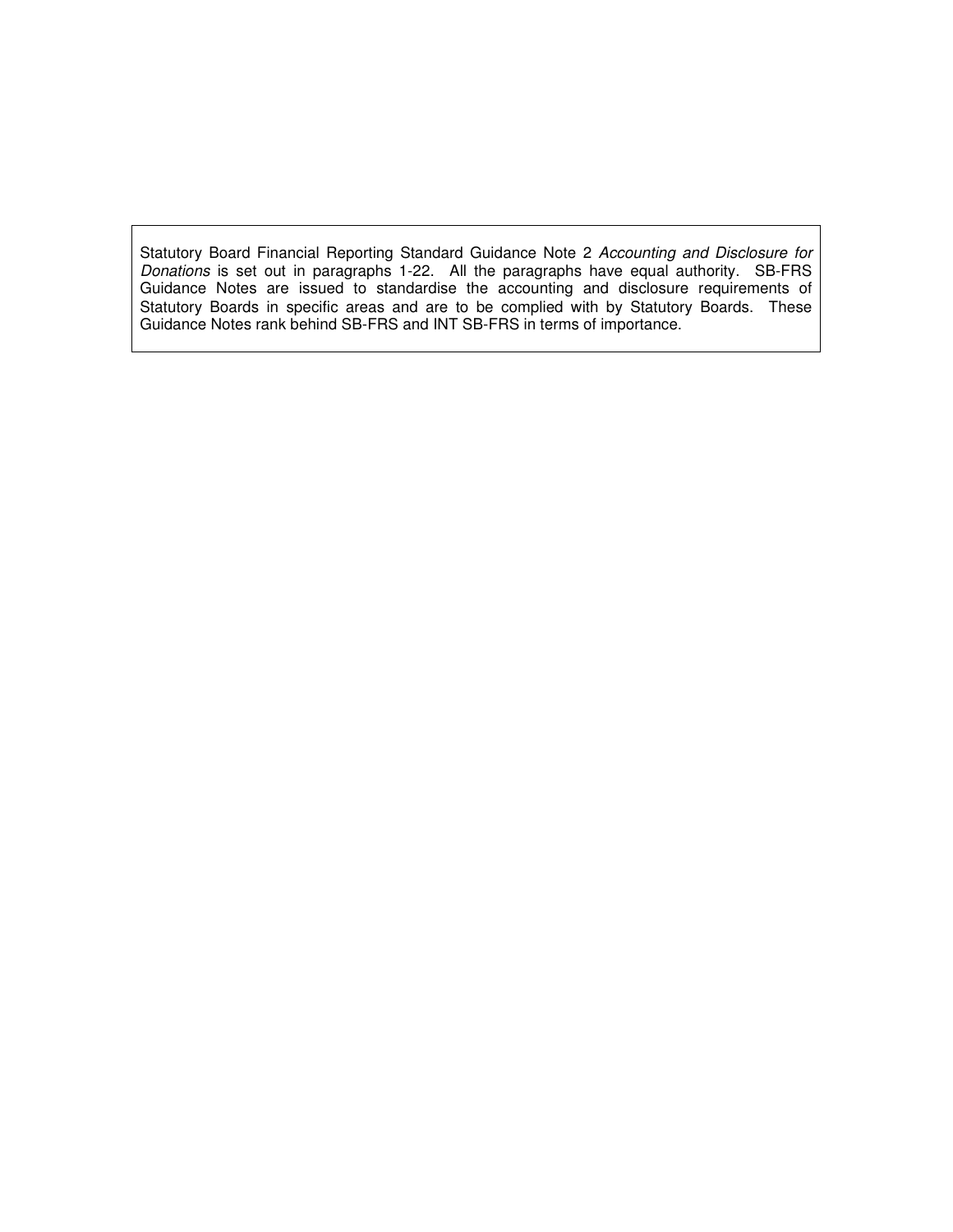Statutory Board Financial Reporting Standard Guidance Note 2 *Accounting and Disclosure for Donations* is set out in paragraphs 1-22. All the paragraphs have equal authority. SB-FRS Guidance Notes are issued to standardise the accounting and disclosure requirements of Statutory Boards in specific areas and are to be complied with by Statutory Boards. These Guidance Notes rank behind SB-FRS and INT SB-FRS in terms of importance.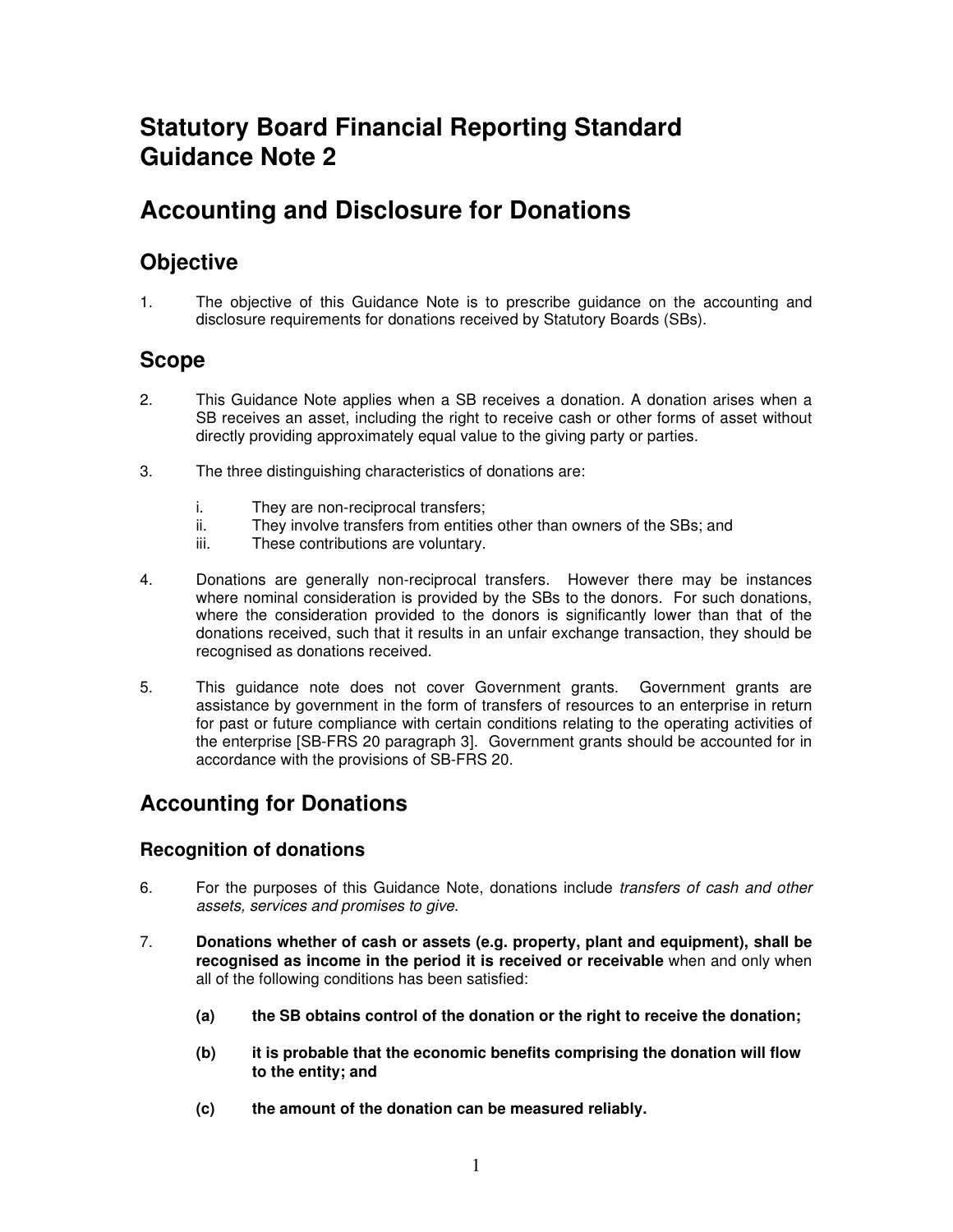# Statutory Board Financial Reporting Standard Guidance Note 2

# Accounting and Disclosure for Donations

## Objective

1. The objective of this Guidance Note is to prescribe guidance on the accounting and disclosure requirements for donations received by Statutory Boards (SBs).

## Scope

2. This Guidance Note applies when a SB receives a donation. A donation arises when a SB receives an asset, including the right to receive cash or other forms of asset without directly providing approximately equal value to the giving party or parties.

3. The three distinguishing characteristics of donations are:

   i. They are non-reciprocal transfers;
   ii. They involve transfers from entities other than owners of the SBs; and
   iii. These contributions are voluntary.

4. Donations are generally non-reciprocal transfers. However there may be instances where nominal consideration is provided by the SBs to the donors. For such donations, where the consideration provided to the donors is significantly lower than that of the donations received, such that it results in an unfair exchange transaction, they should be recognised as donations received.

5. This guidance note does not cover Government grants. Government grants are assistance by government in the form of transfers of resources to an enterprise in return for past or future compliance with certain conditions relating to the operating activities of the enterprise [SB-FRS 20 paragraph 3]. Government grants should be accounted for in accordance with the provisions of SB-FRS 20.

## Accounting for Donations

### Recognition of donations

6. For the purposes of this Guidance Note, donations include *transfers of cash and other assets, services and promises to give*.

7. **Donations whether of cash or assets (e.g. property, plant and equipment), shall be recognised as income in the period it is received or receivable** when and only when all of the following conditions has been satisfied:

   **(a) the SB obtains control of the donation or the right to receive the donation;**

   **(b) it is probable that the economic benefits comprising the donation will flow to the entity; and**

   **(c) the amount of the donation can be measured reliably.**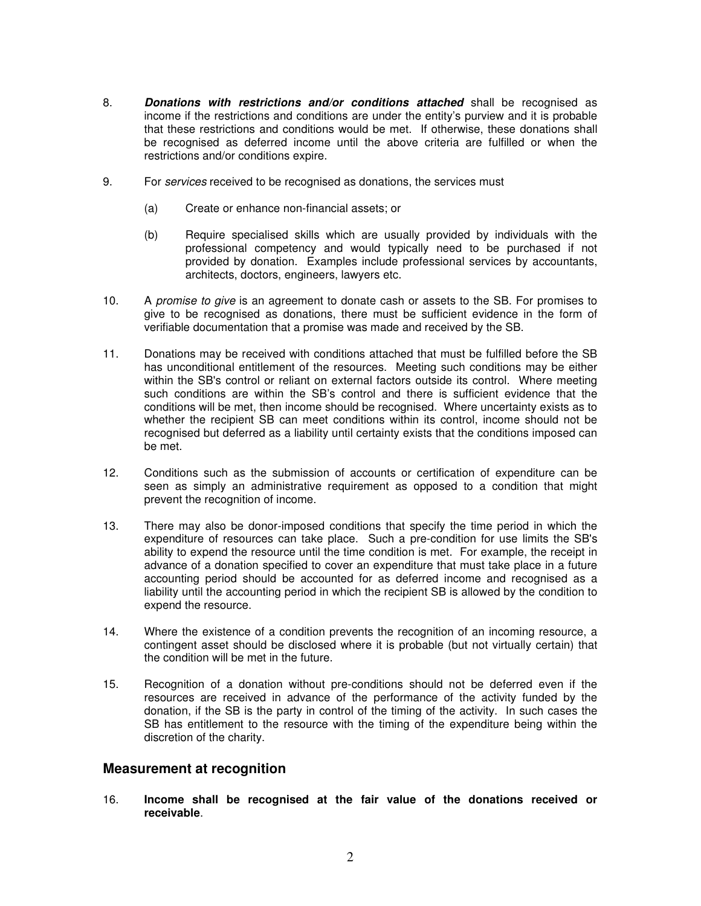8. ***Donations with restrictions and/or conditions attached*** shall be recognised as income if the restrictions and conditions are under the entity's purview and it is probable that these restrictions and conditions would be met. If otherwise, these donations shall be recognised as deferred income until the above criteria are fulfilled or when the restrictions and/or conditions expire.

9. For *services* received to be recognised as donations, the services must

   (a) Create or enhance non-financial assets; or

   (b) Require specialised skills which are usually provided by individuals with the professional competency and would typically need to be purchased if not provided by donation. Examples include professional services by accountants, architects, doctors, engineers, lawyers etc.

10. A *promise to give* is an agreement to donate cash or assets to the SB. For promises to give to be recognised as donations, there must be sufficient evidence in the form of verifiable documentation that a promise was made and received by the SB.

11. Donations may be received with conditions attached that must be fulfilled before the SB has unconditional entitlement of the resources. Meeting such conditions may be either within the SB's control or reliant on external factors outside its control. Where meeting such conditions are within the SB's control and there is sufficient evidence that the conditions will be met, then income should be recognised. Where uncertainty exists as to whether the recipient SB can meet conditions within its control, income should not be recognised but deferred as a liability until certainty exists that the conditions imposed can be met.

12. Conditions such as the submission of accounts or certification of expenditure can be seen as simply an administrative requirement as opposed to a condition that might prevent the recognition of income.

13. There may also be donor-imposed conditions that specify the time period in which the expenditure of resources can take place. Such a pre-condition for use limits the SB's ability to expend the resource until the time condition is met. For example, the receipt in advance of a donation specified to cover an expenditure that must take place in a future accounting period should be accounted for as deferred income and recognised as a liability until the accounting period in which the recipient SB is allowed by the condition to expend the resource.

14. Where the existence of a condition prevents the recognition of an incoming resource, a contingent asset should be disclosed where it is probable (but not virtually certain) that the condition will be met in the future.

15. Recognition of a donation without pre-conditions should not be deferred even if the resources are received in advance of the performance of the activity funded by the donation, if the SB is the party in control of the timing of the activity. In such cases the SB has entitlement to the resource with the timing of the expenditure being within the discretion of the charity.

## Measurement at recognition

16. **Income shall be recognised at the fair value of the donations received or receivable**.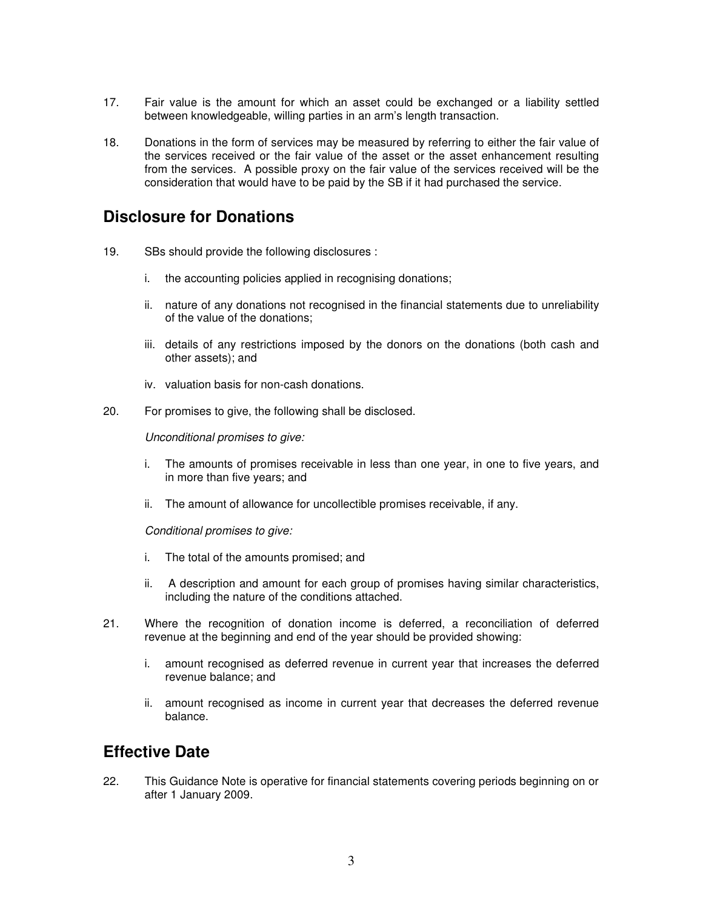17. Fair value is the amount for which an asset could be exchanged or a liability settled between knowledgeable, willing parties in an arm's length transaction.

18. Donations in the form of services may be measured by referring to either the fair value of the services received or the fair value of the asset or the asset enhancement resulting from the services. A possible proxy on the fair value of the services received will be the consideration that would have to be paid by the SB if it had purchased the service.

## Disclosure for Donations

19. SBs should provide the following disclosures :

    i. the accounting policies applied in recognising donations;

    ii. nature of any donations not recognised in the financial statements due to unreliability of the value of the donations;

    iii. details of any restrictions imposed by the donors on the donations (both cash and other assets); and

    iv. valuation basis for non-cash donations.

20. For promises to give, the following shall be disclosed.

    *Unconditional promises to give:*

    i. The amounts of promises receivable in less than one year, in one to five years, and in more than five years; and

    ii. The amount of allowance for uncollectible promises receivable, if any.

    *Conditional promises to give:*

    i. The total of the amounts promised; and

    ii. A description and amount for each group of promises having similar characteristics, including the nature of the conditions attached.

21. Where the recognition of donation income is deferred, a reconciliation of deferred revenue at the beginning and end of the year should be provided showing:

    i. amount recognised as deferred revenue in current year that increases the deferred revenue balance; and

    ii. amount recognised as income in current year that decreases the deferred revenue balance.

## Effective Date

22. This Guidance Note is operative for financial statements covering periods beginning on or after 1 January 2009.